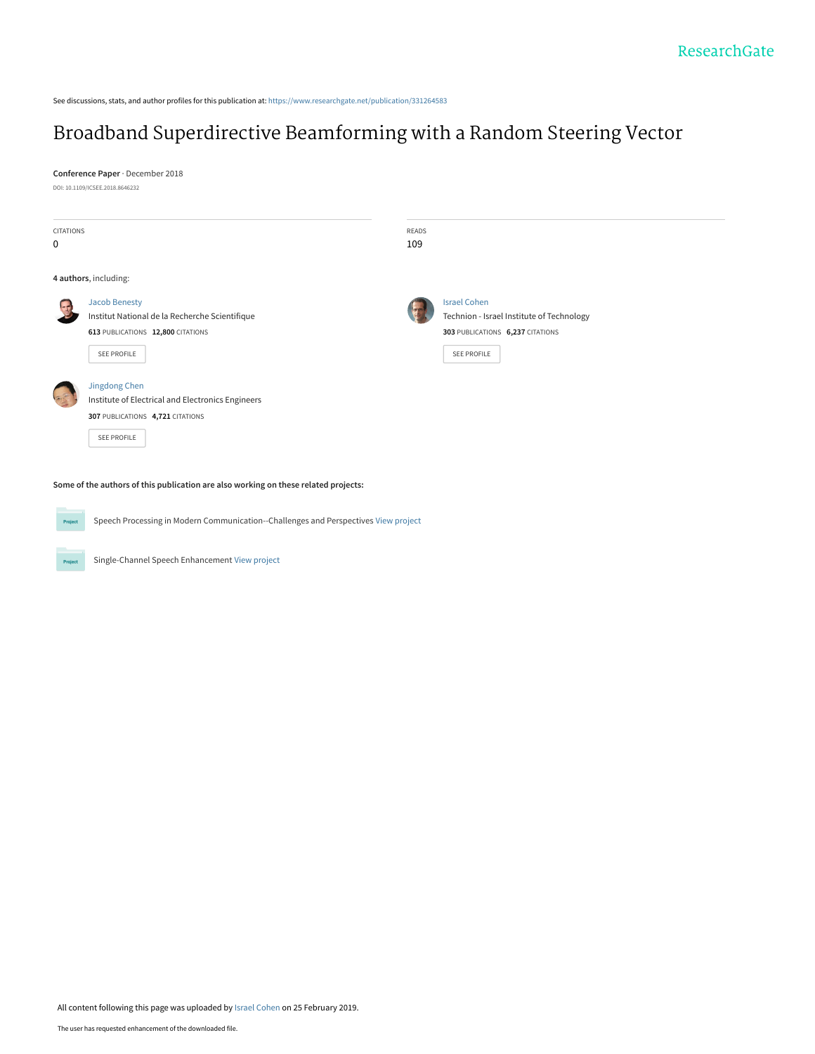See discussions, stats, and author profiles for this publication at: https://www.researchgate.net/publication/331264583

# Broadband Superdirective Beamforming with a Random Steering Vector

**Conference Paper** · December 2018

DOI: 10.1109/ICSEE.2018.8646232

CITATIONS
0

READS
109

**4 authors**, including:

Jacob Benesty
Institut National de la Recherche Scientifique
**613** PUBLICATIONS **12,800** CITATIONS

SEE PROFILE

Israel Cohen
Technion - Israel Institute of Technology
**303** PUBLICATIONS **6,237** CITATIONS

SEE PROFILE

Jingdong Chen
Institute of Electrical and Electronics Engineers
**307** PUBLICATIONS **4,721** CITATIONS

SEE PROFILE

**Some of the authors of this publication are also working on these related projects:**

Speech Processing in Modern Communication--Challenges and Perspectives View project

Single-Channel Speech Enhancement View project

All content following this page was uploaded by Israel Cohen on 25 February 2019.

The user has requested enhancement of the downloaded file.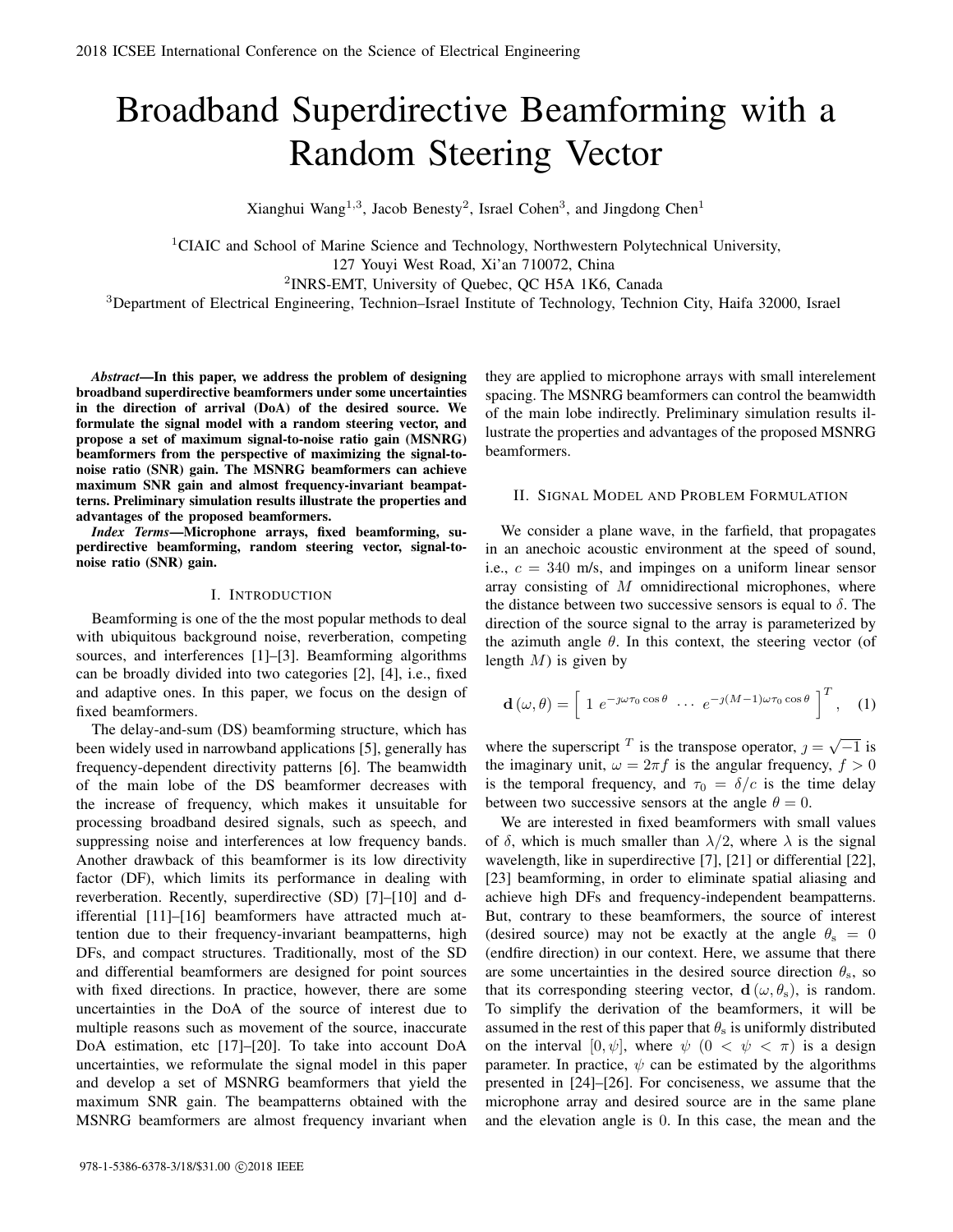# Broadband Superdirective Beamforming with a Random Steering Vector

Xianghui Wang[1,3], Jacob Benesty[2], Israel Cohen[3], and Jingdong Chen[1]

[1]CIAIC and School of Marine Science and Technology, Northwestern Polytechnical University, 127 Youyi West Road, Xi'an 710072, China

[2]INRS-EMT, University of Quebec, QC H5A 1K6, Canada

[3]Department of Electrical Engineering, Technion–Israel Institute of Technology, Technion City, Haifa 32000, Israel

***Abstract*—In this paper, we address the problem of designing broadband superdirective beamformers under some uncertainties in the direction of arrival (DoA) of the desired source. We formulate the signal model with a random steering vector, and propose a set of maximum signal-to-noise ratio gain (MSNRG) beamformers from the perspective of maximizing the signal-to-noise ratio (SNR) gain. The MSNRG beamformers can achieve maximum SNR gain and almost frequency-invariant beampatterns. Preliminary simulation results illustrate the properties and advantages of the proposed beamformers.**

***Index Terms*—Microphone arrays, fixed beamforming, superdirective beamforming, random steering vector, signal-to-noise ratio (SNR) gain.**

## I. Introduction

Beamforming is one of the the most popular methods to deal with ubiquitous background noise, reverberation, competing sources, and interferences [1]–[3]. Beamforming algorithms can be broadly divided into two categories [2], [4], i.e., fixed and adaptive ones. In this paper, we focus on the design of fixed beamformers.

The delay-and-sum (DS) beamforming structure, which has been widely used in narrowband applications [5], generally has frequency-dependent directivity patterns [6]. The beamwidth of the main lobe of the DS beamformer decreases with the increase of frequency, which makes it unsuitable for processing broadband desired signals, such as speech, and suppressing noise and interferences at low frequency bands. Another drawback of this beamformer is its low directivity factor (DF), which limits its performance in dealing with reverberation. Recently, superdirective (SD) [7]–[10] and differential [11]–[16] beamformers have attracted much attention due to their frequency-invariant beampatterns, high DFs, and compact structures. Traditionally, most of the SD and differential beamformers are designed for point sources with fixed directions. In practice, however, there are some uncertainties in the DoA of the source of interest due to multiple reasons such as movement of the source, inaccurate DoA estimation, etc [17]–[20]. To take into account DoA uncertainties, we reformulate the signal model in this paper and develop a set of MSNRG beamformers that yield the maximum SNR gain. The beampatterns obtained with the MSNRG beamformers are almost frequency invariant when they are applied to microphone arrays with small interelement spacing. The MSNRG beamformers can control the beamwidth of the main lobe indirectly. Preliminary simulation results illustrate the properties and advantages of the proposed MSNRG beamformers.

## II. Signal Model and Problem Formulation

We consider a plane wave, in the farfield, that propagates in an anechoic acoustic environment at the speed of sound, i.e., $c = 340$ m/s, and impinges on a uniform linear sensor array consisting of $M$ omnidirectional microphones, where the distance between two successive sensors is equal to $\delta$. The direction of the source signal to the array is parameterized by the azimuth angle $\theta$. In this context, the steering vector (of length $M$) is given by

$$\mathbf{d}(\omega, \theta) = \begin{bmatrix} 1 & e^{-\jmath\omega\tau_0 \cos\theta} & \cdots & e^{-\jmath(M-1)\omega\tau_0 \cos\theta} \end{bmatrix}^T, \quad (1)$$

where the superscript $^T$ is the transpose operator, $\jmath = \sqrt{-1}$ is the imaginary unit, $\omega = 2\pi f$ is the angular frequency, $f > 0$ is the temporal frequency, and $\tau_0 = \delta/c$ is the time delay between two successive sensors at the angle $\theta = 0$.

We are interested in fixed beamformers with small values of $\delta$, which is much smaller than $\lambda/2$, where $\lambda$ is the signal wavelength, like in superdirective [7], [21] or differential [22], [23] beamforming, in order to eliminate spatial aliasing and achieve high DFs and frequency-independent beampatterns. But, contrary to these beamformers, the source of interest (desired source) may not be exactly at the angle $\theta_s = 0$ (endfire direction) in our context. Here, we assume that there are some uncertainties in the desired source direction $\theta_s$, so that its corresponding steering vector, $\mathbf{d}(\omega, \theta_s)$, is random. To simplify the derivation of the beamformers, it will be assumed in the rest of this paper that $\theta_s$ is uniformly distributed on the interval $[0, \psi]$, where $\psi$ $(0 < \psi < \pi)$ is a design parameter. In practice, $\psi$ can be estimated by the algorithms presented in [24]–[26]. For conciseness, we assume that the microphone array and desired source are in the same plane and the elevation angle is 0. In this case, the mean and the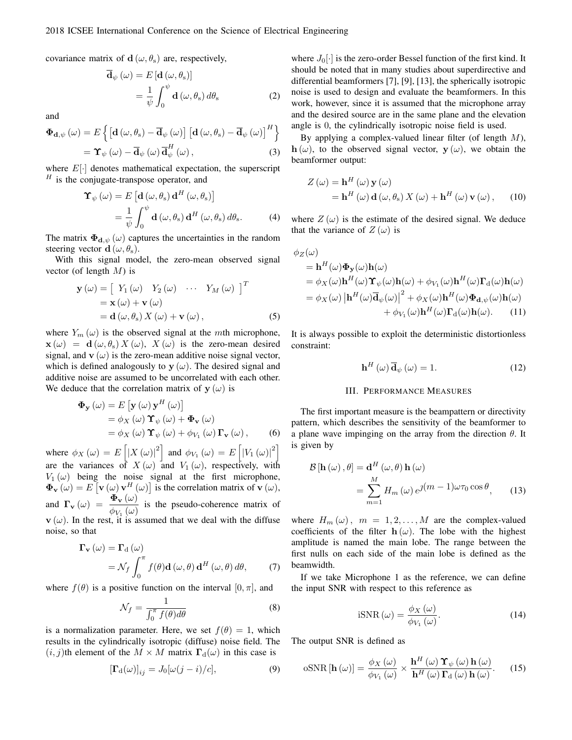covariance matrix of $\mathbf{d}(\omega, \theta_{\rm s})$ are, respectively,

$$\overline{\mathbf{d}}_{\psi}(\omega) = E[\mathbf{d}(\omega, \theta_{\rm s})] = \frac{1}{\psi}\int_0^{\psi} \mathbf{d}(\omega, \theta_{\rm s})\, d\theta_{\rm s} \tag{2}$$

and

$$\begin{aligned}\mathbf{\Phi}_{\mathbf{d},\psi}(\omega) &= E\left\{\left[\mathbf{d}(\omega, \theta_{\rm s}) - \overline{\mathbf{d}}_{\psi}(\omega)\right]\left[\mathbf{d}(\omega, \theta_{\rm s}) - \overline{\mathbf{d}}_{\psi}(\omega)\right]^H\right\} \\ &= \mathbf{\Upsilon}_{\psi}(\omega) - \overline{\mathbf{d}}_{\psi}(\omega)\,\overline{\mathbf{d}}_{\psi}^H(\omega),\end{aligned} \tag{3}$$

where $E[\cdot]$ denotes mathematical expectation, the superscript $^H$ is the conjugate-transpose operator, and

$$\mathbf{\Upsilon}_{\psi}(\omega) = E\left[\mathbf{d}(\omega, \theta_{\rm s})\,\mathbf{d}^H(\omega, \theta_{\rm s})\right] = \frac{1}{\psi}\int_0^{\psi} \mathbf{d}(\omega, \theta_{\rm s})\,\mathbf{d}^H(\omega, \theta_{\rm s})\, d\theta_{\rm s}. \tag{4}$$

The matrix $\mathbf{\Phi}_{\mathbf{d},\psi}(\omega)$ captures the uncertainties in the random steering vector $\mathbf{d}(\omega, \theta_{\rm s})$.

With this signal model, the zero-mean observed signal vector (of length $M$) is

$$\begin{aligned}\mathbf{y}(\omega) &= \begin{bmatrix} Y_1(\omega) & Y_2(\omega) & \cdots & Y_M(\omega) \end{bmatrix}^T \\ &= \mathbf{x}(\omega) + \mathbf{v}(\omega) \\ &= \mathbf{d}(\omega, \theta_{\rm s})\,X(\omega) + \mathbf{v}(\omega),\end{aligned} \tag{5}$$

where $Y_m(\omega)$ is the observed signal at the $m$th microphone, $\mathbf{x}(\omega) = \mathbf{d}(\omega, \theta_{\rm s})\,X(\omega)$, $X(\omega)$ is the zero-mean desired signal, and $\mathbf{v}(\omega)$ is the zero-mean additive noise signal vector, which is defined analogously to $\mathbf{y}(\omega)$. The desired signal and additive noise are assumed to be uncorrelated with each other. We deduce that the correlation matrix of $\mathbf{y}(\omega)$ is

$$\begin{aligned}\mathbf{\Phi}_{\mathbf{y}}(\omega) &= E\left[\mathbf{y}(\omega)\,\mathbf{y}^H(\omega)\right] \\ &= \phi_X(\omega)\,\mathbf{\Upsilon}_{\psi}(\omega) + \mathbf{\Phi}_{\mathbf{v}}(\omega) \\ &= \phi_X(\omega)\,\mathbf{\Upsilon}_{\psi}(\omega) + \phi_{V_1}(\omega)\,\mathbf{\Gamma}_{\mathbf{v}}(\omega),\end{aligned} \tag{6}$$

where $\phi_X(\omega) = E\left[|X(\omega)|^2\right]$ and $\phi_{V_1}(\omega) = E\left[|V_1(\omega)|^2\right]$ are the variances of $X(\omega)$ and $V_1(\omega)$, respectively, with $V_1(\omega)$ being the noise signal at the first microphone, $\mathbf{\Phi}_{\mathbf{v}}(\omega) = E\left[\mathbf{v}(\omega)\,\mathbf{v}^H(\omega)\right]$ is the correlation matrix of $\mathbf{v}(\omega)$, and $\mathbf{\Gamma}_{\mathbf{v}}(\omega) = \dfrac{\mathbf{\Phi}_{\mathbf{v}}(\omega)}{\phi_{V_1}(\omega)}$ is the pseudo-coherence matrix of $\mathbf{v}(\omega)$. In the rest, it is assumed that we deal with the diffuse noise, so that

$$\mathbf{\Gamma}_{\mathbf{v}}(\omega) = \mathbf{\Gamma}_{\rm d}(\omega) = \mathcal{N}_f \int_0^{\pi} f(\theta)\mathbf{d}(\omega, \theta)\,\mathbf{d}^H(\omega, \theta)\, d\theta, \tag{7}$$

where $f(\theta)$ is a positive function on the interval $[0, \pi]$, and

$$\mathcal{N}_f = \frac{1}{\int_0^{\pi} f(\theta) d\theta} \tag{8}$$

is a normalization parameter. Here, we set $f(\theta) = 1$, which results in the cylindrically isotropic (diffuse) noise field. The $(i, j)$th element of the $M \times M$ matrix $\mathbf{\Gamma}_{\rm d}(\omega)$ in this case is

$$[\mathbf{\Gamma}_{\rm d}(\omega)]_{ij} = J_0[\omega(j - i)/c], \tag{9}$$

where $J_0[\cdot]$ is the zero-order Bessel function of the first kind. It should be noted that in many studies about superdirective and differential beamformers [7], [9], [13], the spherically isotropic noise is used to design and evaluate the beamformers. In this work, however, since it is assumed that the microphone array and the desired source are in the same plane and the elevation angle is 0, the cylindrically isotropic noise field is used.

By applying a complex-valued linear filter (of length $M$), $\mathbf{h}(\omega)$, to the observed signal vector, $\mathbf{y}(\omega)$, we obtain the beamformer output:

$$\begin{aligned}Z(\omega) &= \mathbf{h}^H(\omega)\,\mathbf{y}(\omega) \\ &= \mathbf{h}^H(\omega)\,\mathbf{d}(\omega, \theta_{\rm s})\,X(\omega) + \mathbf{h}^H(\omega)\,\mathbf{v}(\omega),\end{aligned} \tag{10}$$

where $Z(\omega)$ is the estimate of the desired signal. We deduce that the variance of $Z(\omega)$ is

$$\begin{aligned}\phi_Z(\omega) &= \mathbf{h}^H(\omega)\mathbf{\Phi}_{\mathbf{y}}(\omega)\mathbf{h}(\omega) \\ &= \phi_X(\omega)\mathbf{h}^H(\omega)\mathbf{\Upsilon}_{\psi}(\omega)\mathbf{h}(\omega) + \phi_{V_1}(\omega)\mathbf{h}^H(\omega)\mathbf{\Gamma}_{\rm d}(\omega)\mathbf{h}(\omega) \\ &= \phi_X(\omega)\left|\mathbf{h}^H(\omega)\overline{\mathbf{d}}_{\psi}(\omega)\right|^2 + \phi_X(\omega)\mathbf{h}^H(\omega)\mathbf{\Phi}_{\mathbf{d},\psi}(\omega)\mathbf{h}(\omega) \\ &\quad + \phi_{V_1}(\omega)\mathbf{h}^H(\omega)\mathbf{\Gamma}_{\rm d}(\omega)\mathbf{h}(\omega).\end{aligned} \tag{11}$$

It is always possible to exploit the deterministic distortionless constraint:

$$\mathbf{h}^H(\omega)\,\overline{\mathbf{d}}_{\psi}(\omega) = 1. \tag{12}$$

## III. Performance Measures

The first important measure is the beampattern or directivity pattern, which describes the sensitivity of the beamformer to a plane wave impinging on the array from the direction $\theta$. It is given by

$$\mathcal{B}[\mathbf{h}(\omega), \theta] = \mathbf{d}^H(\omega, \theta)\,\mathbf{h}(\omega) = \sum_{m=1}^{M} H_m(\omega)\, e^{\jmath(m-1)\omega\tau_0\cos\theta}, \tag{13}$$

where $H_m(\omega),\ m = 1, 2, \ldots, M$ are the complex-valued coefficients of the filter $\mathbf{h}(\omega)$. The lobe with the highest amplitude is named the main lobe. The range between the first nulls on each side of the main lobe is defined as the beamwidth.

If we take Microphone 1 as the reference, we can define the input SNR with respect to this reference as

$$\mathrm{iSNR}(\omega) = \frac{\phi_X(\omega)}{\phi_{V_1}(\omega)}. \tag{14}$$

The output SNR is defined as

$$\mathrm{oSNR}[\mathbf{h}(\omega)] = \frac{\phi_X(\omega)}{\phi_{V_1}(\omega)} \times \frac{\mathbf{h}^H(\omega)\,\mathbf{\Upsilon}_{\psi}(\omega)\,\mathbf{h}(\omega)}{\mathbf{h}^H(\omega)\,\mathbf{\Gamma}_{\rm d}(\omega)\,\mathbf{h}(\omega)}. \tag{15}$$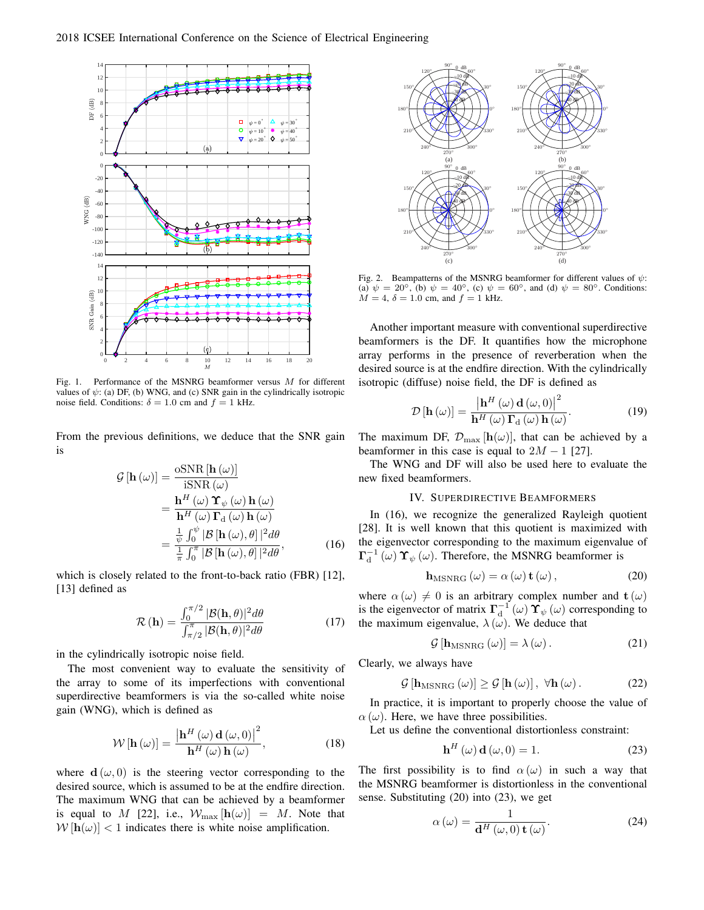Fig. 1. Performance of the MSNRG beamformer versus $M$ for different values of $\psi$: (a) DF, (b) WNG, and (c) SNR gain in the cylindrically isotropic noise field. Conditions: $\delta = 1.0$ cm and $f = 1$ kHz.

From the previous definitions, we deduce that the SNR gain is

$$\mathcal{G}[\mathbf{h}(\omega)] = \frac{\text{oSNR}[\mathbf{h}(\omega)]}{\text{iSNR}(\omega)} = \frac{\mathbf{h}^H(\omega)\,\boldsymbol{\Upsilon}_\psi(\omega)\,\mathbf{h}(\omega)}{\mathbf{h}^H(\omega)\,\boldsymbol{\Gamma}_\text{d}(\omega)\,\mathbf{h}(\omega)} = \frac{\frac{1}{\psi}\int_0^\psi |\mathcal{B}[\mathbf{h}(\omega),\theta]|^2 d\theta}{\frac{1}{\pi}\int_0^\pi |\mathcal{B}[\mathbf{h}(\omega),\theta]|^2 d\theta}, \tag{16}$$

which is closely related to the front-to-back ratio (FBR) [12], [13] defined as

$$\mathcal{R}(\mathbf{h}) = \frac{\int_0^{\pi/2} |\mathcal{B}(\mathbf{h},\theta)|^2 d\theta}{\int_{\pi/2}^{\pi} |\mathcal{B}(\mathbf{h},\theta)|^2 d\theta} \tag{17}$$

in the cylindrically isotropic noise field.

The most convenient way to evaluate the sensitivity of the array to some of its imperfections with conventional superdirective beamformers is via the so-called white noise gain (WNG), which is defined as

$$\mathcal{W}[\mathbf{h}(\omega)] = \frac{\left|\mathbf{h}^H(\omega)\,\mathbf{d}(\omega,0)\right|^2}{\mathbf{h}^H(\omega)\,\mathbf{h}(\omega)}, \tag{18}$$

where $\mathbf{d}(\omega,0)$ is the steering vector corresponding to the desired source, which is assumed to be at the endfire direction. The maximum WNG that can be achieved by a beamformer is equal to $M$ [22], i.e., $\mathcal{W}_\text{max}[\mathbf{h}(\omega)] = M$. Note that $\mathcal{W}[\mathbf{h}(\omega)] < 1$ indicates there is white noise amplification.

Fig. 2. Beampatterns of the MSNRG beamformer for different values of $\psi$: (a) $\psi = 20°$, (b) $\psi = 40°$, (c) $\psi = 60°$, and (d) $\psi = 80°$. Conditions: $M = 4$, $\delta = 1.0$ cm, and $f = 1$ kHz.

Another important measure with conventional superdirective beamformers is the DF. It quantifies how the microphone array performs in the presence of reverberation when the desired source is at the endfire direction. With the cylindrically isotropic (diffuse) noise field, the DF is defined as

$$\mathcal{D}[\mathbf{h}(\omega)] = \frac{\left|\mathbf{h}^H(\omega)\,\mathbf{d}(\omega,0)\right|^2}{\mathbf{h}^H(\omega)\,\boldsymbol{\Gamma}_\text{d}(\omega)\,\mathbf{h}(\omega)}. \tag{19}$$

The maximum DF, $\mathcal{D}_\text{max}[\mathbf{h}(\omega)]$, that can be achieved by a beamformer in this case is equal to $2M-1$ [27].

The WNG and DF will also be used here to evaluate the new fixed beamformers.

## IV. Superdirective Beamformers

In (16), we recognize the generalized Rayleigh quotient [28]. It is well known that this quotient is maximized with the eigenvector corresponding to the maximum eigenvalue of $\boldsymbol{\Gamma}_\text{d}^{-1}(\omega)\,\boldsymbol{\Upsilon}_\psi(\omega)$. Therefore, the MSNRG beamformer is

$$\mathbf{h}_\text{MSNRG}(\omega) = \alpha(\omega)\,\mathbf{t}(\omega), \tag{20}$$

where $\alpha(\omega) \neq 0$ is an arbitrary complex number and $\mathbf{t}(\omega)$ is the eigenvector of matrix $\boldsymbol{\Gamma}_\text{d}^{-1}(\omega)\,\boldsymbol{\Upsilon}_\psi(\omega)$ corresponding to the maximum eigenvalue, $\lambda(\omega)$. We deduce that

$$\mathcal{G}[\mathbf{h}_\text{MSNRG}(\omega)] = \lambda(\omega). \tag{21}$$

Clearly, we always have

$$\mathcal{G}[\mathbf{h}_\text{MSNRG}(\omega)] \geq \mathcal{G}[\mathbf{h}(\omega)],\ \forall \mathbf{h}(\omega). \tag{22}$$

In practice, it is important to properly choose the value of $\alpha(\omega)$. Here, we have three possibilities.

Let us define the conventional distortionless constraint:

$$\mathbf{h}^H(\omega)\,\mathbf{d}(\omega,0) = 1. \tag{23}$$

The first possibility is to find $\alpha(\omega)$ in such a way that the MSNRG beamformer is distortionless in the conventional sense. Substituting (20) into (23), we get

$$\alpha(\omega) = \frac{1}{\mathbf{d}^H(\omega,0)\,\mathbf{t}(\omega)}. \tag{24}$$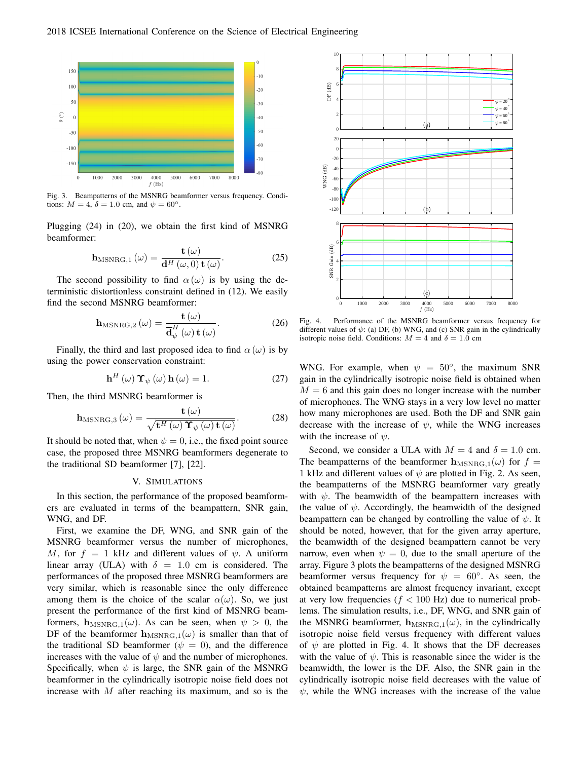Fig. 3. Beampatterns of the MSNRG beamformer versus frequency. Conditions: $M = 4$, $\delta = 1.0$ cm, and $\psi = 60°$.

Plugging (24) in (20), we obtain the first kind of MSNRG beamformer:

$$\mathbf{h}_{\mathrm{MSNRG},1}(\omega) = \frac{\mathbf{t}(\omega)}{\mathbf{d}^H(\omega, 0)\,\mathbf{t}(\omega)}. \tag{25}$$

The second possibility to find $\alpha(\omega)$ is by using the deterministic distortionless constraint defined in (12). We easily find the second MSNRG beamformer:

$$\mathbf{h}_{\mathrm{MSNRG},2}(\omega) = \frac{\mathbf{t}(\omega)}{\overline{\mathbf{d}}_{\psi}^H(\omega)\,\mathbf{t}(\omega)}. \tag{26}$$

Finally, the third and last proposed idea to find $\alpha(\omega)$ is by using the power conservation constraint:

$$\mathbf{h}^H(\omega)\,\mathbf{\Upsilon}_{\psi}(\omega)\,\mathbf{h}(\omega) = 1. \tag{27}$$

Then, the third MSNRG beamformer is

$$\mathbf{h}_{\mathrm{MSNRG},3}(\omega) = \frac{\mathbf{t}(\omega)}{\sqrt{\mathbf{t}^H(\omega)\,\mathbf{\Upsilon}_{\psi}(\omega)\,\mathbf{t}(\omega)}}. \tag{28}$$

It should be noted that, when $\psi = 0$, i.e., the fixed point source case, the proposed three MSNRG beamformers degenerate to the traditional SD beamformer [7], [22].

## V. Simulations

In this section, the performance of the proposed beamformers are evaluated in terms of the beampattern, SNR gain, WNG, and DF.

First, we examine the DF, WNG, and SNR gain of the MSNRG beamformer versus the number of microphones, $M$, for $f = 1$ kHz and different values of $\psi$. A uniform linear array (ULA) with $\delta = 1.0$ cm is considered. The performances of the proposed three MSNRG beamformers are very similar, which is reasonable since the only difference among them is the choice of the scalar $\alpha(\omega)$. So, we just present the performance of the first kind of MSNRG beamformers, $\mathbf{h}_{\mathrm{MSNRG},1}(\omega)$. As can be seen, when $\psi > 0$, the DF of the beamformer $\mathbf{h}_{\mathrm{MSNRG},1}(\omega)$ is smaller than that of the traditional SD beamformer ($\psi = 0$), and the difference increases with the value of $\psi$ and the number of microphones. Specifically, when $\psi$ is large, the SNR gain of the MSNRG beamformer in the cylindrically isotropic noise field does not increase with $M$ after reaching its maximum, and so is the WNG. For example, when $\psi = 50°$, the maximum SNR gain in the cylindrically isotropic noise field is obtained when $M = 6$ and this gain does no longer increase with the number of microphones. The WNG stays in a very low level no matter how many microphones are used. Both the DF and SNR gain decrease with the increase of $\psi$, while the WNG increases with the increase of $\psi$.

Second, we consider a ULA with $M = 4$ and $\delta = 1.0$ cm. The beampatterns of the beamformer $\mathbf{h}_{\mathrm{MSNRG},1}(\omega)$ for $f = 1$ kHz and different values of $\psi$ are plotted in Fig. 2. As seen, the beampatterns of the MSNRG beamformer vary greatly with $\psi$. The beamwidth of the beampattern increases with the value of $\psi$. Accordingly, the beamwidth of the designed beampattern can be changed by controlling the value of $\psi$. It should be noted, however, that for the given array aperture, the beamwidth of the designed beampattern cannot be very narrow, even when $\psi = 0$, due to the small aperture of the array. Figure 3 plots the beampatterns of the designed MSNRG beamformer versus frequency for $\psi = 60°$. As seen, the obtained beampatterns are almost frequency invariant, except at very low frequencies ($f < 100$ Hz) due to numerical problems. The simulation results, i.e., DF, WNG, and SNR gain of the MSNRG beamformer, $\mathbf{h}_{\mathrm{MSNRG},1}(\omega)$, in the cylindrically isotropic noise field versus frequency with different values of $\psi$ are plotted in Fig. 4. It shows that the DF decreases with the value of $\psi$. This is reasonable since the wider is the beamwidth, the lower is the DF. Also, the SNR gain in the cylindrically isotropic noise field decreases with the value of $\psi$, while the WNG increases with the increase of the value

Fig. 4. Performance of the MSNRG beamformer versus frequency for different values of $\psi$: (a) DF, (b) WNG, and (c) SNR gain in the cylindrically isotropic noise field. Conditions: $M = 4$ and $\delta = 1.0$ cm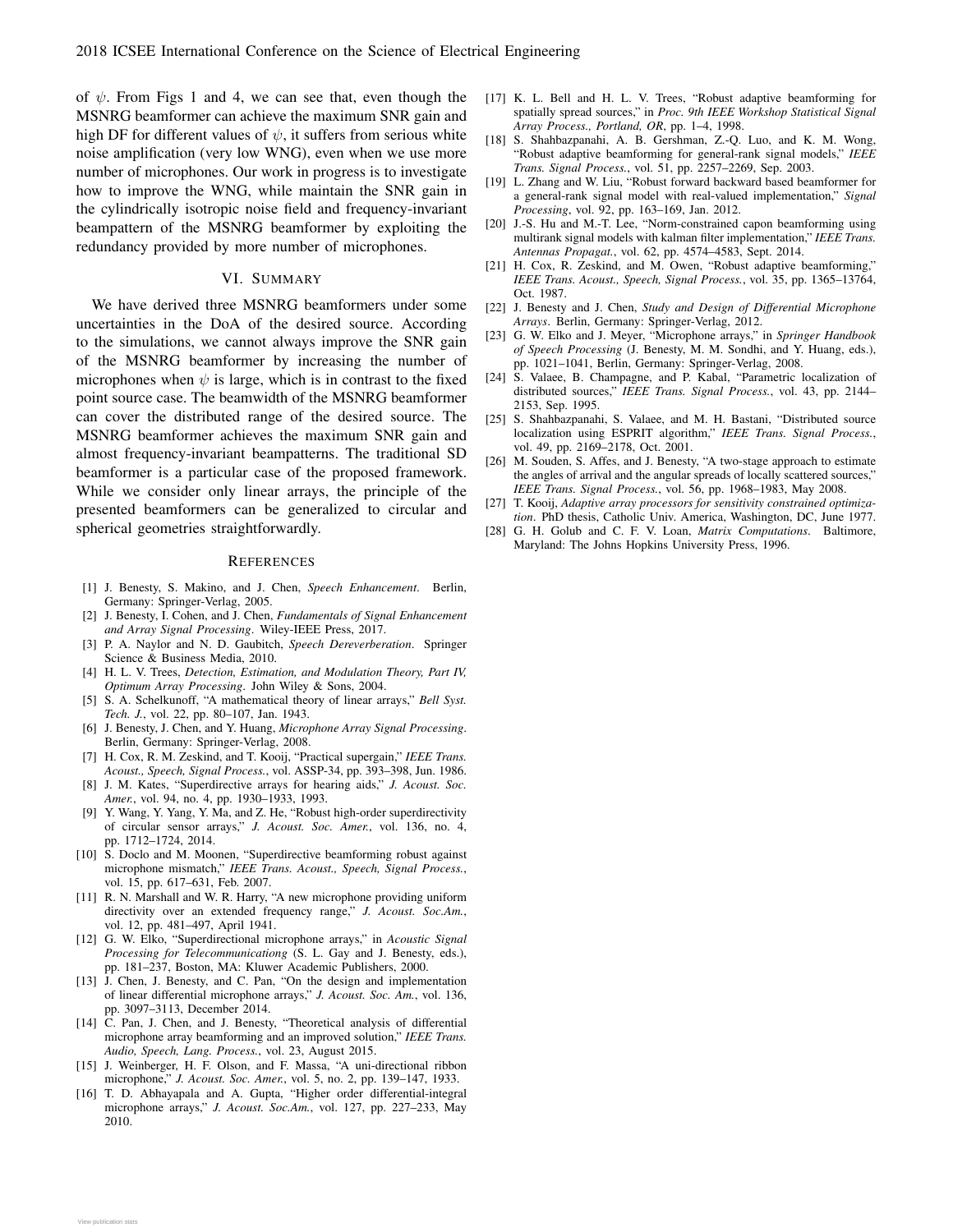of $\psi$. From Figs 1 and 4, we can see that, even though the MSNRG beamformer can achieve the maximum SNR gain and high DF for different values of $\psi$, it suffers from serious white noise amplification (very low WNG), even when we use more number of microphones. Our work in progress is to investigate how to improve the WNG, while maintain the SNR gain in the cylindrically isotropic noise field and frequency-invariant beampattern of the MSNRG beamformer by exploiting the redundancy provided by more number of microphones.

## VI. Summary

We have derived three MSNRG beamformers under some uncertainties in the DoA of the desired source. According to the simulations, we cannot always improve the SNR gain of the MSNRG beamformer by increasing the number of microphones when $\psi$ is large, which is in contrast to the fixed point source case. The beamwidth of the MSNRG beamformer can cover the distributed range of the desired source. The MSNRG beamformer achieves the maximum SNR gain and almost frequency-invariant beampatterns. The traditional SD beamformer is a particular case of the proposed framework. While we consider only linear arrays, the principle of the presented beamformers can be generalized to circular and spherical geometries straightforwardly.

## References

[1] J. Benesty, S. Makino, and J. Chen, *Speech Enhancement*. Berlin, Germany: Springer-Verlag, 2005.

[2] J. Benesty, I. Cohen, and J. Chen, *Fundamentals of Signal Enhancement and Array Signal Processing*. Wiley-IEEE Press, 2017.

[3] P. A. Naylor and N. D. Gaubitch, *Speech Dereverberation*. Springer Science & Business Media, 2010.

[4] H. L. V. Trees, *Detection, Estimation, and Modulation Theory, Part IV, Optimum Array Processing*. John Wiley & Sons, 2004.

[5] S. A. Schelkunoff, "A mathematical theory of linear arrays," *Bell Syst. Tech. J.*, vol. 22, pp. 80–107, Jan. 1943.

[6] J. Benesty, J. Chen, and Y. Huang, *Microphone Array Signal Processing*. Berlin, Germany: Springer-Verlag, 2008.

[7] H. Cox, R. M. Zeskind, and T. Kooij, "Practical supergain," *IEEE Trans. Acoust., Speech, Signal Process.*, vol. ASSP-34, pp. 393–398, Jun. 1986.

[8] J. M. Kates, "Superdirective arrays for hearing aids," *J. Acoust. Soc. Amer.*, vol. 94, no. 4, pp. 1930–1933, 1993.

[9] Y. Wang, Y. Yang, Y. Ma, and Z. He, "Robust high-order superdirectivity of circular sensor arrays," *J. Acoust. Soc. Amer.*, vol. 136, no. 4, pp. 1712–1724, 2014.

[10] S. Doclo and M. Moonen, "Superdirective beamforming robust against microphone mismatch," *IEEE Trans. Acoust., Speech, Signal Process.*, vol. 15, pp. 617–631, Feb. 2007.

[11] R. N. Marshall and W. R. Harry, "A new microphone providing uniform directivity over an extended frequency range," *J. Acoust. Soc.Am.*, vol. 12, pp. 481–497, April 1941.

[12] G. W. Elko, "Superdirectional microphone arrays," in *Acoustic Signal Processing for Telecommunicationg* (S. L. Gay and J. Benesty, eds.), pp. 181–237, Boston, MA: Kluwer Academic Publishers, 2000.

[13] J. Chen, J. Benesty, and C. Pan, "On the design and implementation of linear differential microphone arrays," *J. Acoust. Soc. Am.*, vol. 136, pp. 3097–3113, December 2014.

[14] C. Pan, J. Chen, and J. Benesty, "Theoretical analysis of differential microphone array beamforming and an improved solution," *IEEE Trans. Audio, Speech, Lang. Process.*, vol. 23, August 2015.

[15] J. Weinberger, H. F. Olson, and F. Massa, "A uni-directional ribbon microphone," *J. Acoust. Soc. Amer.*, vol. 5, no. 2, pp. 139–147, 1933.

[16] T. D. Abhayapala and A. Gupta, "Higher order differential-integral microphone arrays," *J. Acoust. Soc.Am.*, vol. 127, pp. 227–233, May 2010.

[17] K. L. Bell and H. L. V. Trees, "Robust adaptive beamforming for spatially spread sources," in *Proc. 9th IEEE Workshop Statistical Signal Array Process., Portland, OR*, pp. 1–4, 1998.

[18] S. Shahbazpanahi, A. B. Gershman, Z.-Q. Luo, and K. M. Wong, "Robust adaptive beamforming for general-rank signal models," *IEEE Trans. Signal Process.*, vol. 51, pp. 2257–2269, Sep. 2003.

[19] L. Zhang and W. Liu, "Robust forward backward based beamformer for a general-rank signal model with real-valued implementation," *Signal Processing*, vol. 92, pp. 163–169, Jan. 2012.

[20] J.-S. Hu and M.-T. Lee, "Norm-constrained capon beamforming using multirank signal models with kalman filter implementation," *IEEE Trans. Antennas Propagat.*, vol. 62, pp. 4574–4583, Sept. 2014.

[21] H. Cox, R. Zeskind, and M. Owen, "Robust adaptive beamforming," *IEEE Trans. Acoust., Speech, Signal Process.*, vol. 35, pp. 1365–13764, Oct. 1987.

[22] J. Benesty and J. Chen, *Study and Design of Differential Microphone Arrays*. Berlin, Germany: Springer-Verlag, 2012.

[23] G. W. Elko and J. Meyer, "Microphone arrays," in *Springer Handbook of Speech Processing* (J. Benesty, M. M. Sondhi, and Y. Huang, eds.), pp. 1021–1041, Berlin, Germany: Springer-Verlag, 2008.

[24] S. Valaee, B. Champagne, and P. Kabal, "Parametric localization of distributed sources," *IEEE Trans. Signal Process.*, vol. 43, pp. 2144–2153, Sep. 1995.

[25] S. Shahbazpanahi, S. Valaee, and M. H. Bastani, "Distributed source localization using ESPRIT algorithm," *IEEE Trans. Signal Process.*, vol. 49, pp. 2169–2178, Oct. 2001.

[26] M. Souden, S. Affes, and J. Benesty, "A two-stage approach to estimate the angles of arrival and the angular spreads of locally scattered sources," *IEEE Trans. Signal Process.*, vol. 56, pp. 1968–1983, May 2008.

[27] T. Kooij, *Adaptive array processors for sensitivity constrained optimization*. PhD thesis, Catholic Univ. America, Washington, DC, June 1977.

[28] G. H. Golub and C. F. V. Loan, *Matrix Computations*. Baltimore, Maryland: The Johns Hopkins University Press, 1996.